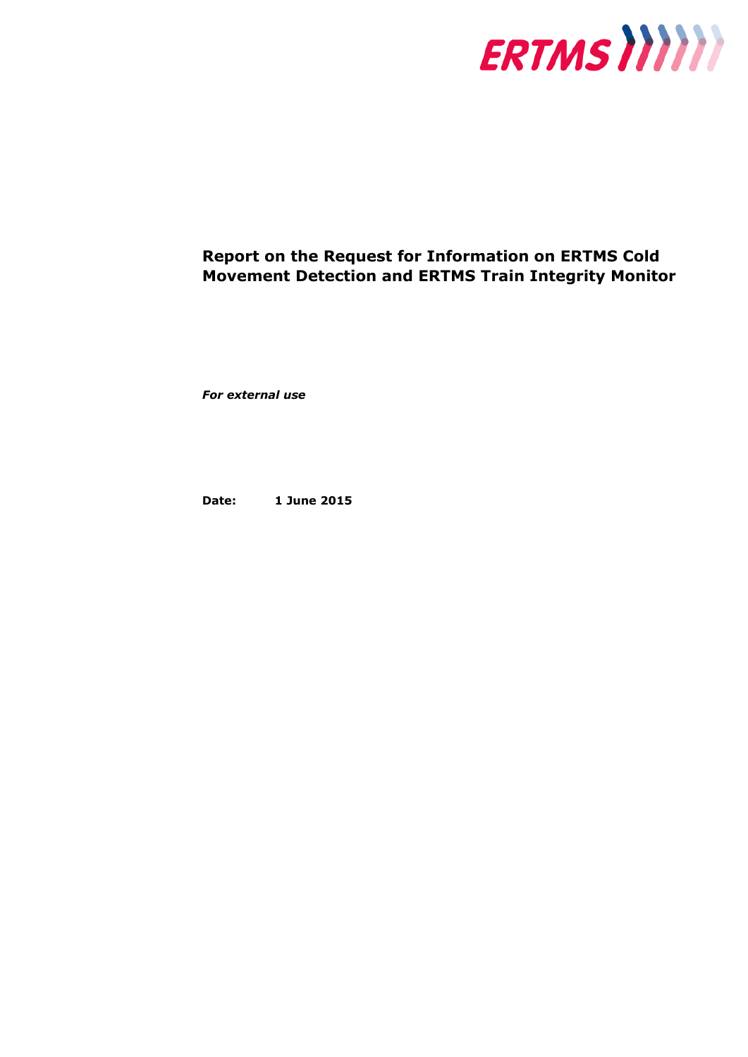# Report on the Request for Information on ERTMS Cold Movement Detection and ERTMS Train Integrity Monitor

***For external use***

**Date:** **1 June 2015**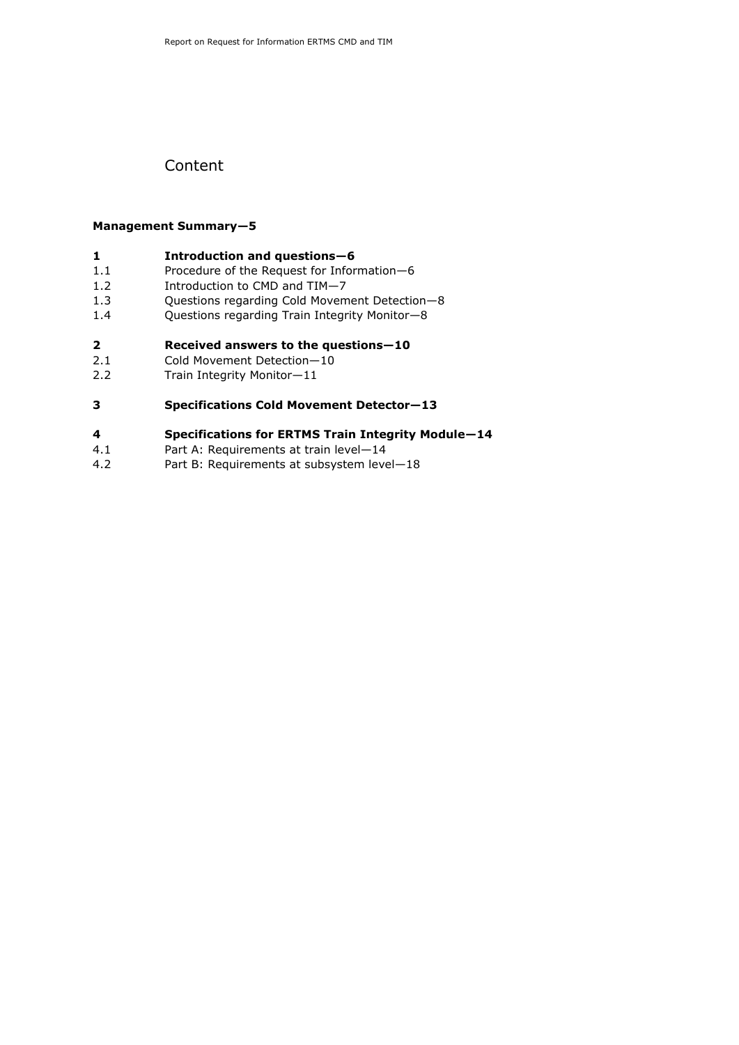# Content

**Management Summary—5**

**1 Introduction and questions—6**
1.1 Procedure of the Request for Information—6
1.2 Introduction to CMD and TIM—7
1.3 Questions regarding Cold Movement Detection—8
1.4 Questions regarding Train Integrity Monitor—8

**2 Received answers to the questions—10**
2.1 Cold Movement Detection—10
2.2 Train Integrity Monitor—11

**3 Specifications Cold Movement Detector—13**

**4 Specifications for ERTMS Train Integrity Module—14**
4.1 Part A: Requirements at train level—14
4.2 Part B: Requirements at subsystem level—18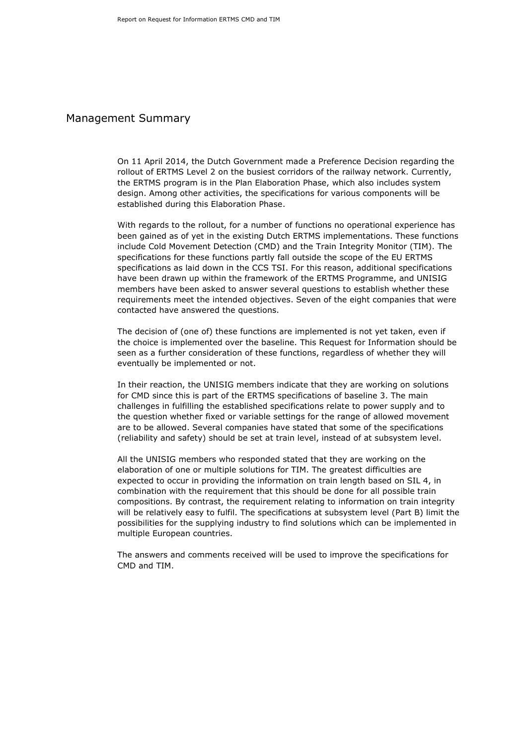# Management Summary

On 11 April 2014, the Dutch Government made a Preference Decision regarding the rollout of ERTMS Level 2 on the busiest corridors of the railway network. Currently, the ERTMS program is in the Plan Elaboration Phase, which also includes system design. Among other activities, the specifications for various components will be established during this Elaboration Phase.

With regards to the rollout, for a number of functions no operational experience has been gained as of yet in the existing Dutch ERTMS implementations. These functions include Cold Movement Detection (CMD) and the Train Integrity Monitor (TIM). The specifications for these functions partly fall outside the scope of the EU ERTMS specifications as laid down in the CCS TSI. For this reason, additional specifications have been drawn up within the framework of the ERTMS Programme, and UNISIG members have been asked to answer several questions to establish whether these requirements meet the intended objectives. Seven of the eight companies that were contacted have answered the questions.

The decision of (one of) these functions are implemented is not yet taken, even if the choice is implemented over the baseline. This Request for Information should be seen as a further consideration of these functions, regardless of whether they will eventually be implemented or not.

In their reaction, the UNISIG members indicate that they are working on solutions for CMD since this is part of the ERTMS specifications of baseline 3. The main challenges in fulfilling the established specifications relate to power supply and to the question whether fixed or variable settings for the range of allowed movement are to be allowed. Several companies have stated that some of the specifications (reliability and safety) should be set at train level, instead of at subsystem level.

All the UNISIG members who responded stated that they are working on the elaboration of one or multiple solutions for TIM. The greatest difficulties are expected to occur in providing the information on train length based on SIL 4, in combination with the requirement that this should be done for all possible train compositions. By contrast, the requirement relating to information on train integrity will be relatively easy to fulfil. The specifications at subsystem level (Part B) limit the possibilities for the supplying industry to find solutions which can be implemented in multiple European countries.

The answers and comments received will be used to improve the specifications for CMD and TIM.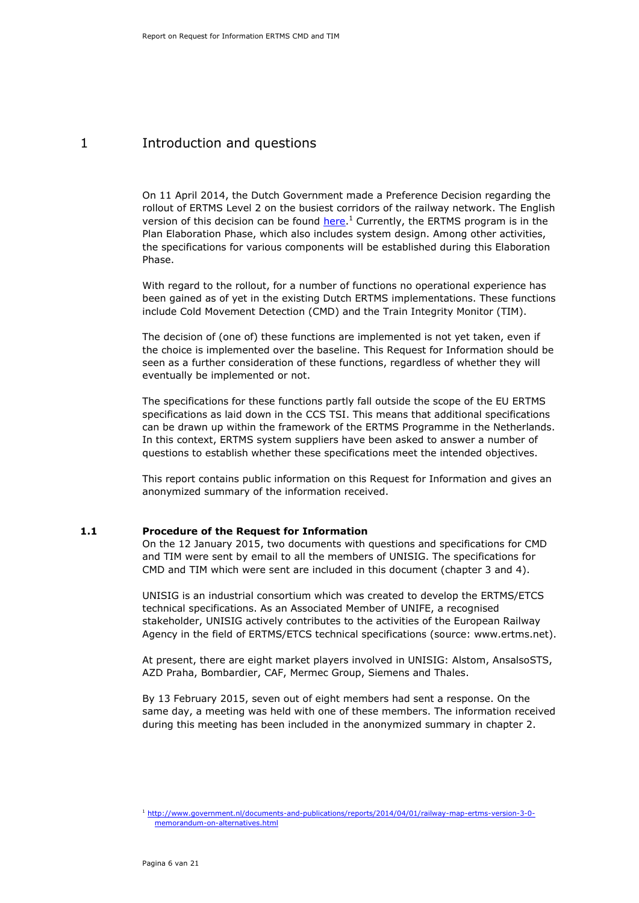# 1 Introduction and questions

On 11 April 2014, the Dutch Government made a Preference Decision regarding the rollout of ERTMS Level 2 on the busiest corridors of the railway network. The English version of this decision can be found here.[1] Currently, the ERTMS program is in the Plan Elaboration Phase, which also includes system design. Among other activities, the specifications for various components will be established during this Elaboration Phase.

With regard to the rollout, for a number of functions no operational experience has been gained as of yet in the existing Dutch ERTMS implementations. These functions include Cold Movement Detection (CMD) and the Train Integrity Monitor (TIM).

The decision of (one of) these functions are implemented is not yet taken, even if the choice is implemented over the baseline. This Request for Information should be seen as a further consideration of these functions, regardless of whether they will eventually be implemented or not.

The specifications for these functions partly fall outside the scope of the EU ERTMS specifications as laid down in the CCS TSI. This means that additional specifications can be drawn up within the framework of the ERTMS Programme in the Netherlands. In this context, ERTMS system suppliers have been asked to answer a number of questions to establish whether these specifications meet the intended objectives.

This report contains public information on this Request for Information and gives an anonymized summary of the information received.

## 1.1 Procedure of the Request for Information

On the 12 January 2015, two documents with questions and specifications for CMD and TIM were sent by email to all the members of UNISIG. The specifications for CMD and TIM which were sent are included in this document (chapter 3 and 4).

UNISIG is an industrial consortium which was created to develop the ERTMS/ETCS technical specifications. As an Associated Member of UNIFE, a recognised stakeholder, UNISIG actively contributes to the activities of the European Railway Agency in the field of ERTMS/ETCS technical specifications (source: www.ertms.net).

At present, there are eight market players involved in UNISIG: Alstom, AnsalsoSTS, AZD Praha, Bombardier, CAF, Mermec Group, Siemens and Thales.

By 13 February 2015, seven out of eight members had sent a response. On the same day, a meeting was held with one of these members. The information received during this meeting has been included in the anonymized summary in chapter 2.

[1] http://www.government.nl/documents-and-publications/reports/2014/04/01/railway-map-ertms-version-3-0-memorandum-on-alternatives.html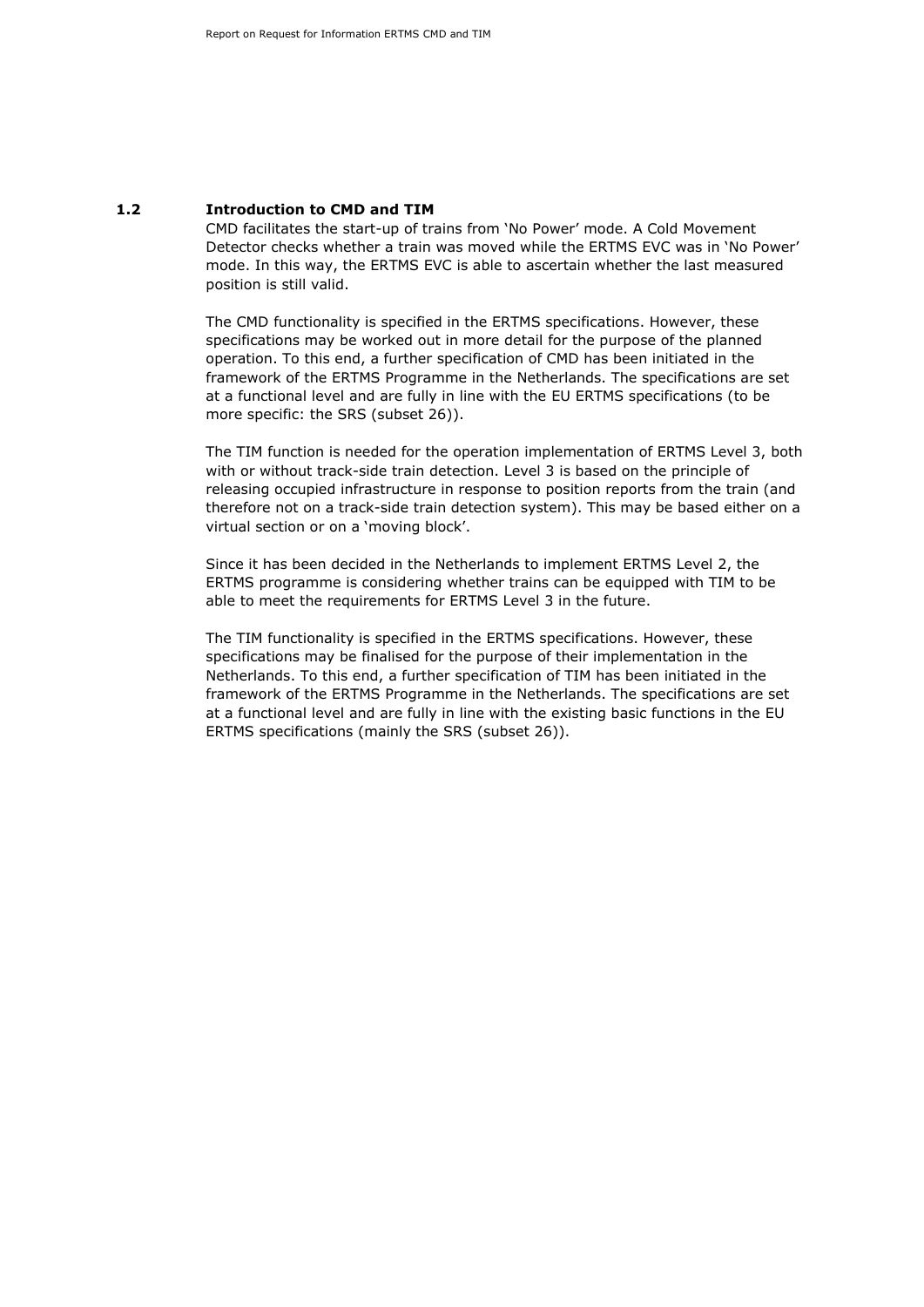## 1.2 Introduction to CMD and TIM

CMD facilitates the start-up of trains from 'No Power' mode. A Cold Movement Detector checks whether a train was moved while the ERTMS EVC was in 'No Power' mode. In this way, the ERTMS EVC is able to ascertain whether the last measured position is still valid.

The CMD functionality is specified in the ERTMS specifications. However, these specifications may be worked out in more detail for the purpose of the planned operation. To this end, a further specification of CMD has been initiated in the framework of the ERTMS Programme in the Netherlands. The specifications are set at a functional level and are fully in line with the EU ERTMS specifications (to be more specific: the SRS (subset 26)).

The TIM function is needed for the operation implementation of ERTMS Level 3, both with or without track-side train detection. Level 3 is based on the principle of releasing occupied infrastructure in response to position reports from the train (and therefore not on a track-side train detection system). This may be based either on a virtual section or on a 'moving block'.

Since it has been decided in the Netherlands to implement ERTMS Level 2, the ERTMS programme is considering whether trains can be equipped with TIM to be able to meet the requirements for ERTMS Level 3 in the future.

The TIM functionality is specified in the ERTMS specifications. However, these specifications may be finalised for the purpose of their implementation in the Netherlands. To this end, a further specification of TIM has been initiated in the framework of the ERTMS Programme in the Netherlands. The specifications are set at a functional level and are fully in line with the existing basic functions in the EU ERTMS specifications (mainly the SRS (subset 26)).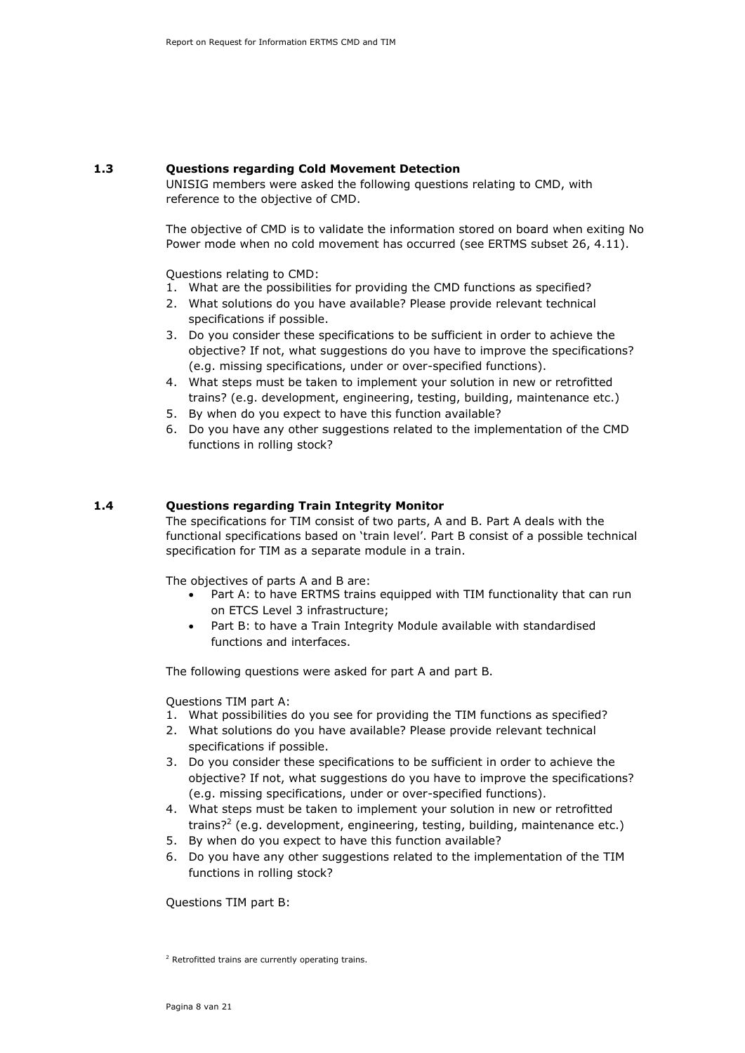## 1.3 Questions regarding Cold Movement Detection

UNISIG members were asked the following questions relating to CMD, with reference to the objective of CMD.

The objective of CMD is to validate the information stored on board when exiting No Power mode when no cold movement has occurred (see ERTMS subset 26, 4.11).

Questions relating to CMD:

1. What are the possibilities for providing the CMD functions as specified?
2. What solutions do you have available? Please provide relevant technical specifications if possible.
3. Do you consider these specifications to be sufficient in order to achieve the objective? If not, what suggestions do you have to improve the specifications? (e.g. missing specifications, under or over-specified functions).
4. What steps must be taken to implement your solution in new or retrofitted trains? (e.g. development, engineering, testing, building, maintenance etc.)
5. By when do you expect to have this function available?
6. Do you have any other suggestions related to the implementation of the CMD functions in rolling stock?

## 1.4 Questions regarding Train Integrity Monitor

The specifications for TIM consist of two parts, A and B. Part A deals with the functional specifications based on 'train level'. Part B consist of a possible technical specification for TIM as a separate module in a train.

The objectives of parts A and B are:

- Part A: to have ERTMS trains equipped with TIM functionality that can run on ETCS Level 3 infrastructure;
- Part B: to have a Train Integrity Module available with standardised functions and interfaces.

The following questions were asked for part A and part B.

Questions TIM part A:

1. What possibilities do you see for providing the TIM functions as specified?
2. What solutions do you have available? Please provide relevant technical specifications if possible.
3. Do you consider these specifications to be sufficient in order to achieve the objective? If not, what suggestions do you have to improve the specifications? (e.g. missing specifications, under or over-specified functions).
4. What steps must be taken to implement your solution in new or retrofitted trains?[2] (e.g. development, engineering, testing, building, maintenance etc.)
5. By when do you expect to have this function available?
6. Do you have any other suggestions related to the implementation of the TIM functions in rolling stock?

Questions TIM part B:

[2] Retrofitted trains are currently operating trains.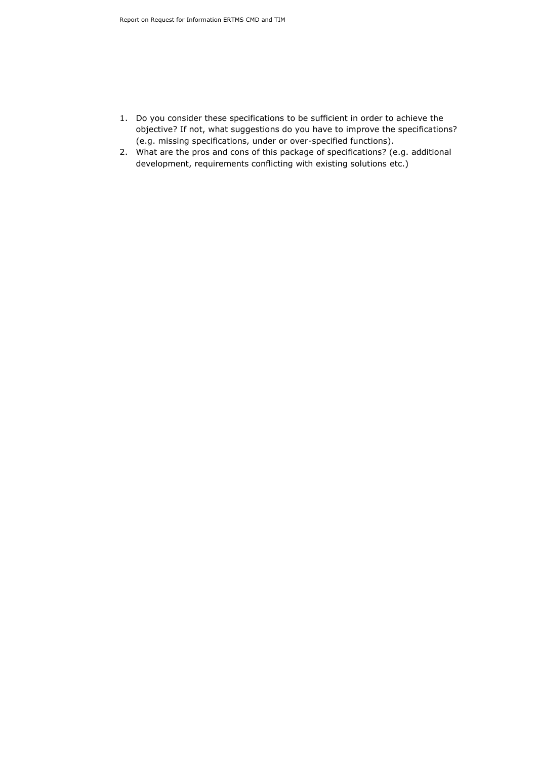1. Do you consider these specifications to be sufficient in order to achieve the objective? If not, what suggestions do you have to improve the specifications? (e.g. missing specifications, under or over-specified functions).
2. What are the pros and cons of this package of specifications? (e.g. additional development, requirements conflicting with existing solutions etc.)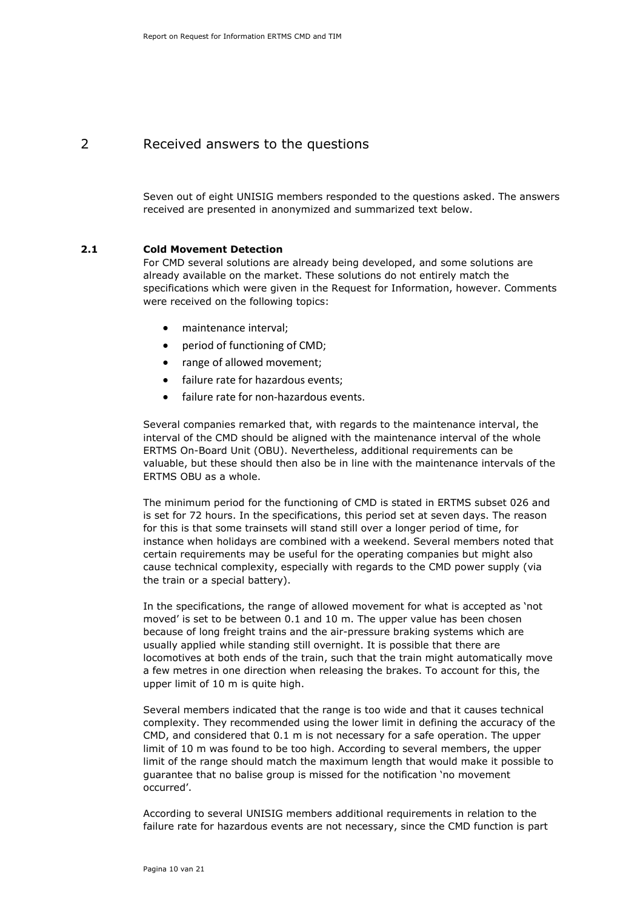# 2 Received answers to the questions

Seven out of eight UNISIG members responded to the questions asked. The answers received are presented in anonymized and summarized text below.

## 2.1 Cold Movement Detection

For CMD several solutions are already being developed, and some solutions are already available on the market. These solutions do not entirely match the specifications which were given in the Request for Information, however. Comments were received on the following topics:

- maintenance interval;
- period of functioning of CMD;
- range of allowed movement;
- failure rate for hazardous events;
- failure rate for non-hazardous events.

Several companies remarked that, with regards to the maintenance interval, the interval of the CMD should be aligned with the maintenance interval of the whole ERTMS On-Board Unit (OBU). Nevertheless, additional requirements can be valuable, but these should then also be in line with the maintenance intervals of the ERTMS OBU as a whole.

The minimum period for the functioning of CMD is stated in ERTMS subset 026 and is set for 72 hours. In the specifications, this period set at seven days. The reason for this is that some trainsets will stand still over a longer period of time, for instance when holidays are combined with a weekend. Several members noted that certain requirements may be useful for the operating companies but might also cause technical complexity, especially with regards to the CMD power supply (via the train or a special battery).

In the specifications, the range of allowed movement for what is accepted as 'not moved' is set to be between 0.1 and 10 m. The upper value has been chosen because of long freight trains and the air-pressure braking systems which are usually applied while standing still overnight. It is possible that there are locomotives at both ends of the train, such that the train might automatically move a few metres in one direction when releasing the brakes. To account for this, the upper limit of 10 m is quite high.

Several members indicated that the range is too wide and that it causes technical complexity. They recommended using the lower limit in defining the accuracy of the CMD, and considered that 0.1 m is not necessary for a safe operation. The upper limit of 10 m was found to be too high. According to several members, the upper limit of the range should match the maximum length that would make it possible to guarantee that no balise group is missed for the notification 'no movement occurred'.

According to several UNISIG members additional requirements in relation to the failure rate for hazardous events are not necessary, since the CMD function is part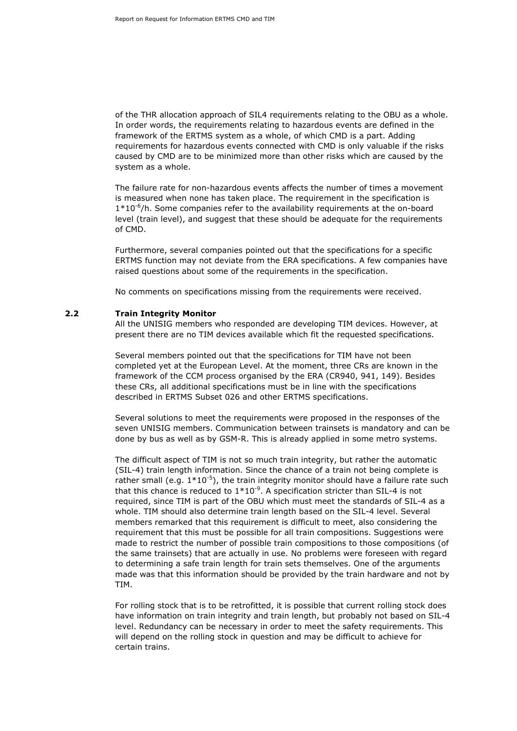of the THR allocation approach of SIL4 requirements relating to the OBU as a whole. In order words, the requirements relating to hazardous events are defined in the framework of the ERTMS system as a whole, of which CMD is a part. Adding requirements for hazardous events connected with CMD is only valuable if the risks caused by CMD are to be minimized more than other risks which are caused by the system as a whole.

The failure rate for non-hazardous events affects the number of times a movement is measured when none has taken place. The requirement in the specification is $1*10^{-6}$/h. Some companies refer to the availability requirements at the on-board level (train level), and suggest that these should be adequate for the requirements of CMD.

Furthermore, several companies pointed out that the specifications for a specific ERTMS function may not deviate from the ERA specifications. A few companies have raised questions about some of the requirements in the specification.

No comments on specifications missing from the requirements were received.

## 2.2 Train Integrity Monitor

All the UNISIG members who responded are developing TIM devices. However, at present there are no TIM devices available which fit the requested specifications.

Several members pointed out that the specifications for TIM have not been completed yet at the European Level. At the moment, three CRs are known in the framework of the CCM process organised by the ERA (CR940, 941, 149). Besides these CRs, all additional specifications must be in line with the specifications described in ERTMS Subset 026 and other ERTMS specifications.

Several solutions to meet the requirements were proposed in the responses of the seven UNISIG members. Communication between trainsets is mandatory and can be done by bus as well as by GSM-R. This is already applied in some metro systems.

The difficult aspect of TIM is not so much train integrity, but rather the automatic (SIL-4) train length information. Since the chance of a train not being complete is rather small (e.g. $1*10^{-5}$), the train integrity monitor should have a failure rate such that this chance is reduced to $1*10^{-9}$. A specification stricter than SIL-4 is not required, since TIM is part of the OBU which must meet the standards of SIL-4 as a whole. TIM should also determine train length based on the SIL-4 level. Several members remarked that this requirement is difficult to meet, also considering the requirement that this must be possible for all train compositions. Suggestions were made to restrict the number of possible train compositions to those compositions (of the same trainsets) that are actually in use. No problems were foreseen with regard to determining a safe train length for train sets themselves. One of the arguments made was that this information should be provided by the train hardware and not by TIM.

For rolling stock that is to be retrofitted, it is possible that current rolling stock does have information on train integrity and train length, but probably not based on SIL-4 level. Redundancy can be necessary in order to meet the safety requirements. This will depend on the rolling stock in question and may be difficult to achieve for certain trains.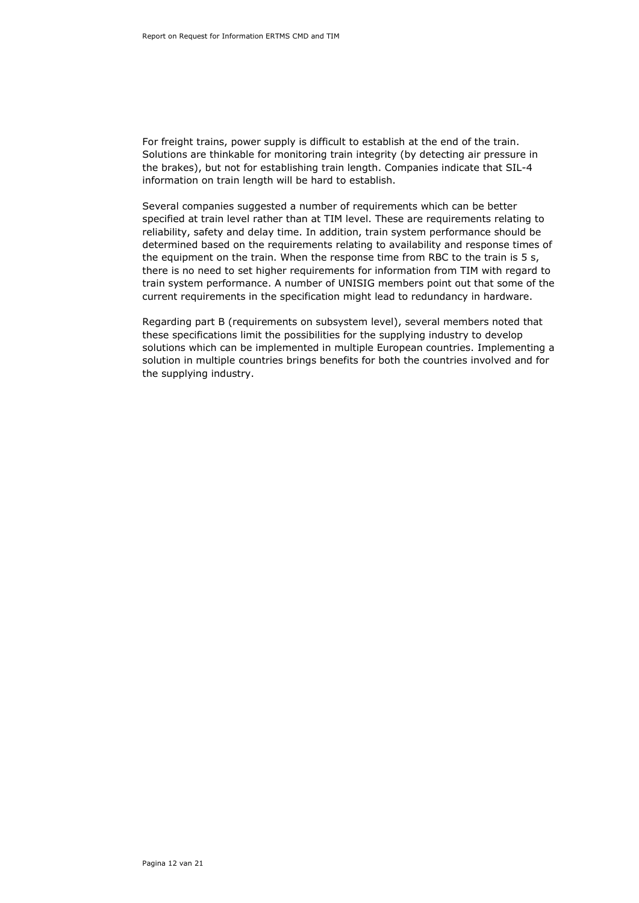For freight trains, power supply is difficult to establish at the end of the train. Solutions are thinkable for monitoring train integrity (by detecting air pressure in the brakes), but not for establishing train length. Companies indicate that SIL-4 information on train length will be hard to establish.

Several companies suggested a number of requirements which can be better specified at train level rather than at TIM level. These are requirements relating to reliability, safety and delay time. In addition, train system performance should be determined based on the requirements relating to availability and response times of the equipment on the train. When the response time from RBC to the train is 5 s, there is no need to set higher requirements for information from TIM with regard to train system performance. A number of UNISIG members point out that some of the current requirements in the specification might lead to redundancy in hardware.

Regarding part B (requirements on subsystem level), several members noted that these specifications limit the possibilities for the supplying industry to develop solutions which can be implemented in multiple European countries. Implementing a solution in multiple countries brings benefits for both the countries involved and for the supplying industry.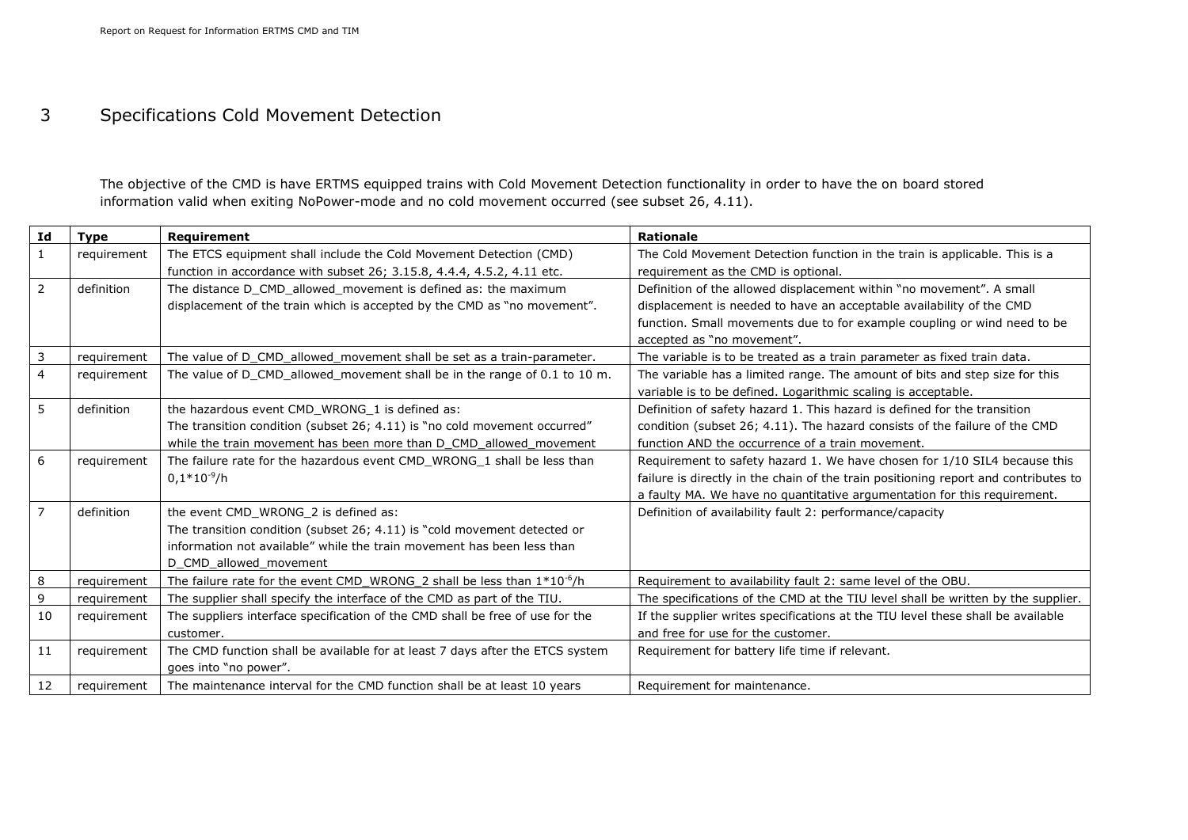# 3 Specifications Cold Movement Detection

The objective of the CMD is have ERTMS equipped trains with Cold Movement Detection functionality in order to have the on board stored information valid when exiting NoPower-mode and no cold movement occurred (see subset 26, 4.11).

| Id | Type | Requirement | Rationale |
|---|---|---|---|
| 1 | requirement | The ETCS equipment shall include the Cold Movement Detection (CMD) function in accordance with subset 26; 3.15.8, 4.4.4, 4.5.2, 4.11 etc. | The Cold Movement Detection function in the train is applicable. This is a requirement as the CMD is optional. |
| 2 | definition | The distance D_CMD_allowed_movement is defined as: the maximum displacement of the train which is accepted by the CMD as "no movement". | Definition of the allowed displacement within "no movement". A small displacement is needed to have an acceptable availability of the CMD function. Small movements due to for example coupling or wind need to be accepted as "no movement". |
| 3 | requirement | The value of D_CMD_allowed_movement shall be set as a train-parameter. | The variable is to be treated as a train parameter as fixed train data. |
| 4 | requirement | The value of D_CMD_allowed_movement shall be in the range of 0.1 to 10 m. | The variable has a limited range. The amount of bits and step size for this variable is to be defined. Logarithmic scaling is acceptable. |
| 5 | definition | the hazardous event CMD_WRONG_1 is defined as: The transition condition (subset 26; 4.11) is "no cold movement occurred" while the train movement has been more than D_CMD_allowed_movement | Definition of safety hazard 1. This hazard is defined for the transition condition (subset 26; 4.11). The hazard consists of the failure of the CMD function AND the occurrence of a train movement. |
| 6 | requirement | The failure rate for the hazardous event CMD_WRONG_1 shall be less than $0,1*10^{-9}$/h | Requirement to safety hazard 1. We have chosen for 1/10 SIL4 because this failure is directly in the chain of the train positioning report and contributes to a faulty MA. We have no quantitative argumentation for this requirement. |
| 7 | definition | the event CMD_WRONG_2 is defined as: The transition condition (subset 26; 4.11) is "cold movement detected or information not available" while the train movement has been less than D_CMD_allowed_movement | Definition of availability fault 2: performance/capacity |
| 8 | requirement | The failure rate for the event CMD_WRONG_2 shall be less than $1*10^{-6}$/h | Requirement to availability fault 2: same level of the OBU. |
| 9 | requirement | The supplier shall specify the interface of the CMD as part of the TIU. | The specifications of the CMD at the TIU level shall be written by the supplier. |
| 10 | requirement | The suppliers interface specification of the CMD shall be free of use for the customer. | If the supplier writes specifications at the TIU level these shall be available and free for use for the customer. |
| 11 | requirement | The CMD function shall be available for at least 7 days after the ETCS system goes into "no power". | Requirement for battery life time if relevant. |
| 12 | requirement | The maintenance interval for the CMD function shall be at least 10 years | Requirement for maintenance. |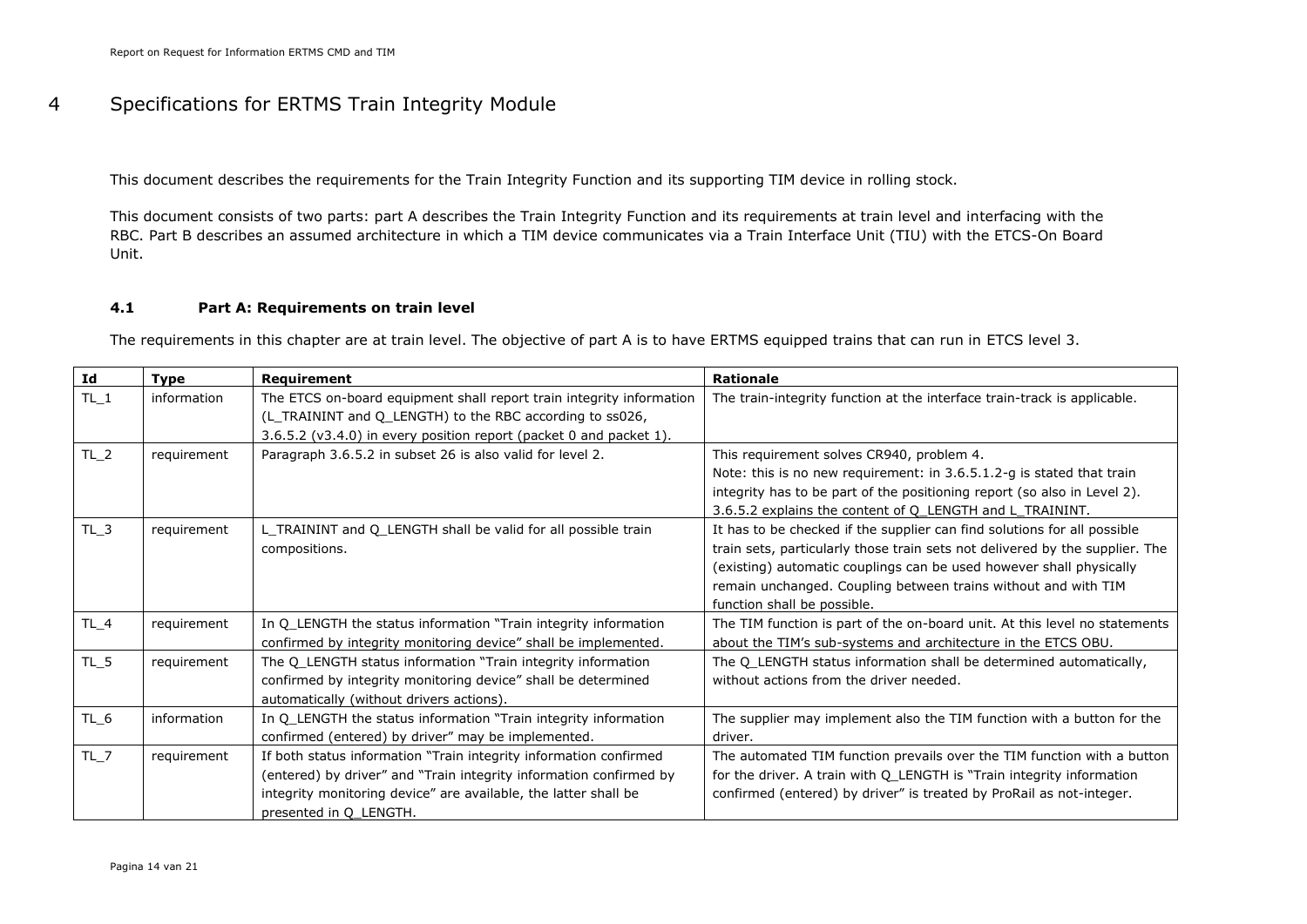# 4 Specifications for ERTMS Train Integrity Module

This document describes the requirements for the Train Integrity Function and its supporting TIM device in rolling stock.

This document consists of two parts: part A describes the Train Integrity Function and its requirements at train level and interfacing with the RBC. Part B describes an assumed architecture in which a TIM device communicates via a Train Interface Unit (TIU) with the ETCS-On Board Unit.

### 4.1 Part A: Requirements on train level

The requirements in this chapter are at train level. The objective of part A is to have ERTMS equipped trains that can run in ETCS level 3.

| Id | Type | Requirement | Rationale |
|---|---|---|---|
| TL_1 | information | The ETCS on-board equipment shall report train integrity information (L_TRAININT and Q_LENGTH) to the RBC according to ss026, 3.6.5.2 (v3.4.0) in every position report (packet 0 and packet 1). | The train-integrity function at the interface train-track is applicable. |
| TL_2 | requirement | Paragraph 3.6.5.2 in subset 26 is also valid for level 2. | This requirement solves CR940, problem 4.<br>Note: this is no new requirement: in 3.6.5.1.2-g is stated that train integrity has to be part of the positioning report (so also in Level 2). 3.6.5.2 explains the content of Q_LENGTH and L_TRAININT. |
| TL_3 | requirement | L_TRAININT and Q_LENGTH shall be valid for all possible train compositions. | It has to be checked if the supplier can find solutions for all possible train sets, particularly those train sets not delivered by the supplier. The (existing) automatic couplings can be used however shall physically remain unchanged. Coupling between trains without and with TIM function shall be possible. |
| TL_4 | requirement | In Q_LENGTH the status information "Train integrity information confirmed by integrity monitoring device" shall be implemented. | The TIM function is part of the on-board unit. At this level no statements about the TIM's sub-systems and architecture in the ETCS OBU. |
| TL_5 | requirement | The Q_LENGTH status information "Train integrity information confirmed by integrity monitoring device" shall be determined automatically (without drivers actions). | The Q_LENGTH status information shall be determined automatically, without actions from the driver needed. |
| TL_6 | information | In Q_LENGTH the status information "Train integrity information confirmed (entered) by driver" may be implemented. | The supplier may implement also the TIM function with a button for the driver. |
| TL_7 | requirement | If both status information "Train integrity information confirmed (entered) by driver" and "Train integrity information confirmed by integrity monitoring device" are available, the latter shall be presented in Q_LENGTH. | The automated TIM function prevails over the TIM function with a button for the driver. A train with Q_LENGTH is "Train integrity information confirmed (entered) by driver" is treated by ProRail as not-integer. |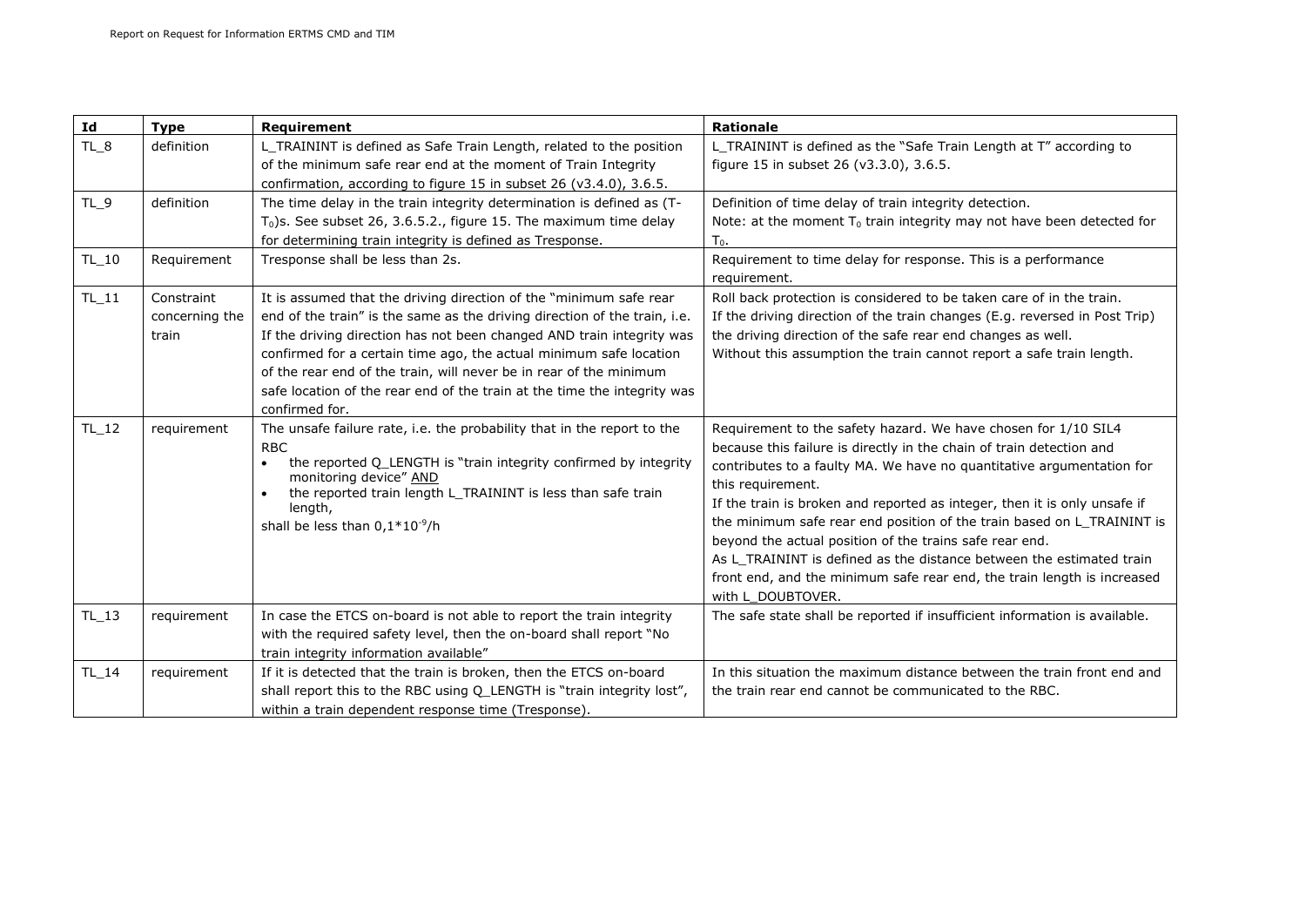| Id | Type | Requirement | Rationale |
|---|---|---|---|
| TL_8 | definition | L_TRAININT is defined as Safe Train Length, related to the position of the minimum safe rear end at the moment of Train Integrity confirmation, according to figure 15 in subset 26 (v3.4.0), 3.6.5. | L_TRAININT is defined as the "Safe Train Length at T" according to figure 15 in subset 26 (v3.3.0), 3.6.5. |
| TL_9 | definition | The time delay in the train integrity determination is defined as (T-$T_0$)s. See subset 26, 3.6.5.2., figure 15. The maximum time delay for determining train integrity is defined as Tresponse. | Definition of time delay of train integrity detection.<br>Note: at the moment $T_0$ train integrity may not have been detected for $T_0$. |
| TL_10 | Requirement | Tresponse shall be less than 2s. | Requirement to time delay for response. This is a performance requirement. |
| TL_11 | Constraint concerning the train | It is assumed that the driving direction of the "minimum safe rear end of the train" is the same as the driving direction of the train, i.e. If the driving direction has not been changed AND train integrity was confirmed for a certain time ago, the actual minimum safe location of the rear end of the train, will never be in rear of the minimum safe location of the rear end of the train at the time the integrity was confirmed for. | Roll back protection is considered to be taken care of in the train.<br>If the driving direction of the train changes (E.g. reversed in Post Trip) the driving direction of the safe rear end changes as well.<br>Without this assumption the train cannot report a safe train length. |
| TL_12 | requirement | The unsafe failure rate, i.e. the probability that in the report to the RBC<br>• the reported Q_LENGTH is "train integrity confirmed by integrity monitoring device" <u>AND</u><br>• the reported train length L_TRAININT is less than safe train length,<br>shall be less than $0,1*10^{-9}$/h | Requirement to the safety hazard. We have chosen for 1/10 SIL4 because this failure is directly in the chain of train detection and contributes to a faulty MA. We have no quantitative argumentation for this requirement.<br>If the train is broken and reported as integer, then it is only unsafe if the minimum safe rear end position of the train based on L_TRAININT is beyond the actual position of the trains safe rear end.<br>As L_TRAININT is defined as the distance between the estimated train front end, and the minimum safe rear end, the train length is increased with L_DOUBTOVER. |
| TL_13 | requirement | In case the ETCS on-board is not able to report the train integrity with the required safety level, then the on-board shall report "No train integrity information available" | The safe state shall be reported if insufficient information is available. |
| TL_14 | requirement | If it is detected that the train is broken, then the ETCS on-board shall report this to the RBC using Q_LENGTH is "train integrity lost", within a train dependent response time (Tresponse). | In this situation the maximum distance between the train front end and the train rear end cannot be communicated to the RBC. |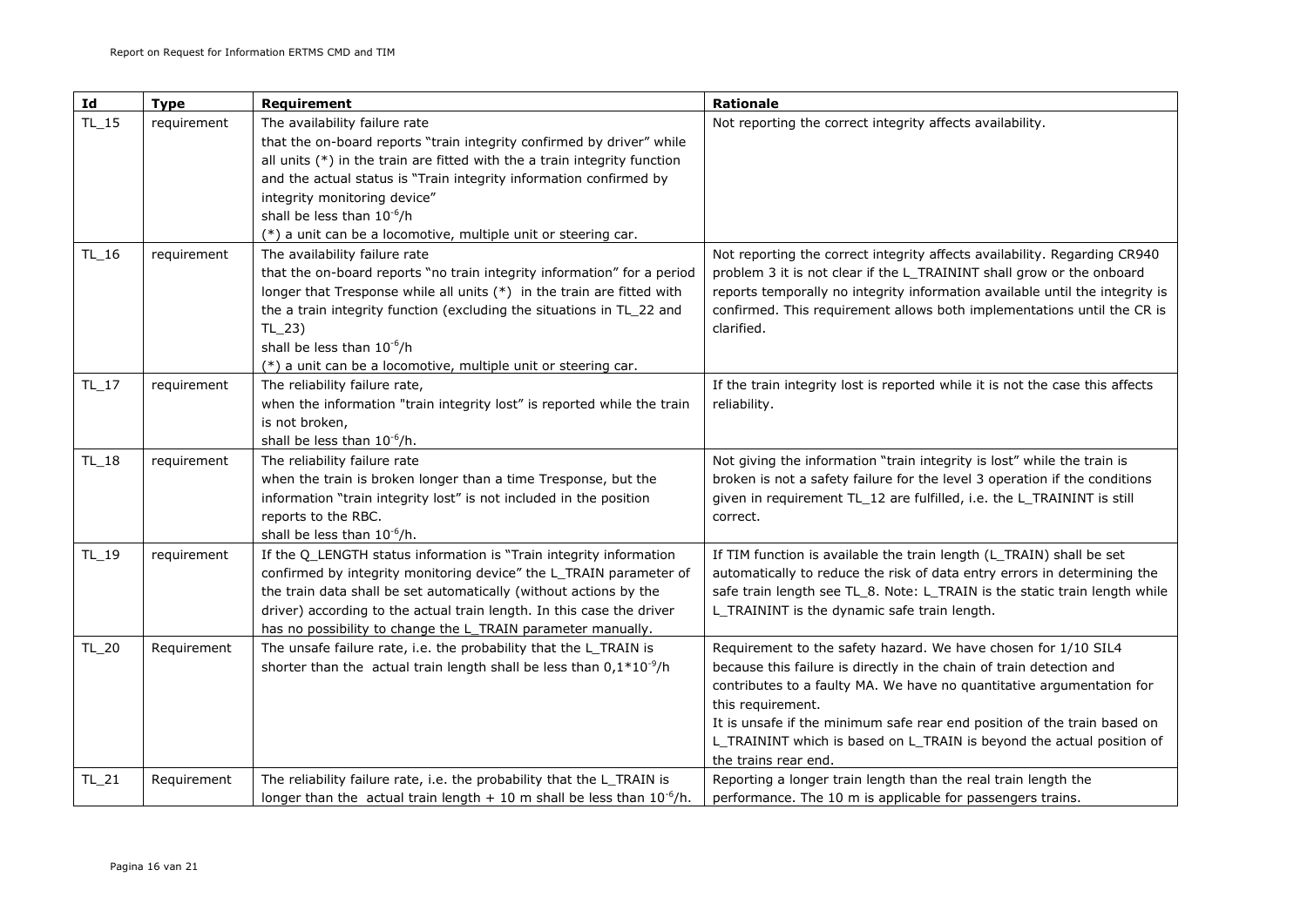| Id | Type | Requirement | Rationale |
|---|---|---|---|
| TL_15 | requirement | The availability failure rate that the on-board reports "train integrity confirmed by driver" while all units (*) in the train are fitted with the a train integrity function and the actual status is "Train integrity information confirmed by integrity monitoring device" shall be less than $10^{-6}$/h (*) a unit can be a locomotive, multiple unit or steering car. | Not reporting the correct integrity affects availability. |
| TL_16 | requirement | The availability failure rate that the on-board reports "no train integrity information" for a period longer that Tresponse while all units (*) in the train are fitted with the a train integrity function (excluding the situations in TL_22 and TL_23) shall be less than $10^{-6}$/h (*) a unit can be a locomotive, multiple unit or steering car. | Not reporting the correct integrity affects availability. Regarding CR940 problem 3 it is not clear if the L_TRAININT shall grow or the onboard reports temporally no integrity information available until the integrity is confirmed. This requirement allows both implementations until the CR is clarified. |
| TL_17 | requirement | The reliability failure rate, when the information "train integrity lost" is reported while the train is not broken, shall be less than $10^{-6}$/h. | If the train integrity lost is reported while it is not the case this affects reliability. |
| TL_18 | requirement | The reliability failure rate when the train is broken longer than a time Tresponse, but the information "train integrity lost" is not included in the position reports to the RBC. shall be less than $10^{-6}$/h. | Not giving the information "train integrity is lost" while the train is broken is not a safety failure for the level 3 operation if the conditions given in requirement TL_12 are fulfilled, i.e. the L_TRAININT is still correct. |
| TL_19 | requirement | If the Q_LENGTH status information is "Train integrity information confirmed by integrity monitoring device" the L_TRAIN parameter of the train data shall be set automatically (without actions by the driver) according to the actual train length. In this case the driver has no possibility to change the L_TRAIN parameter manually. | If TIM function is available the train length (L_TRAIN) shall be set automatically to reduce the risk of data entry errors in determining the safe train length see TL_8. Note: L_TRAIN is the static train length while L_TRAININT is the dynamic safe train length. |
| TL_20 | Requirement | The unsafe failure rate, i.e. the probability that the L_TRAIN is shorter than the actual train length shall be less than $0,1*10^{-9}$/h | Requirement to the safety hazard. We have chosen for 1/10 SIL4 because this failure is directly in the chain of train detection and contributes to a faulty MA. We have no quantitative argumentation for this requirement. It is unsafe if the minimum safe rear end position of the train based on L_TRAININT which is based on L_TRAIN is beyond the actual position of the trains rear end. |
| TL_21 | Requirement | The reliability failure rate, i.e. the probability that the L_TRAIN is longer than the actual train length + 10 m shall be less than $10^{-6}$/h. | Reporting a longer train length than the real train length the performance. The 10 m is applicable for passengers trains. |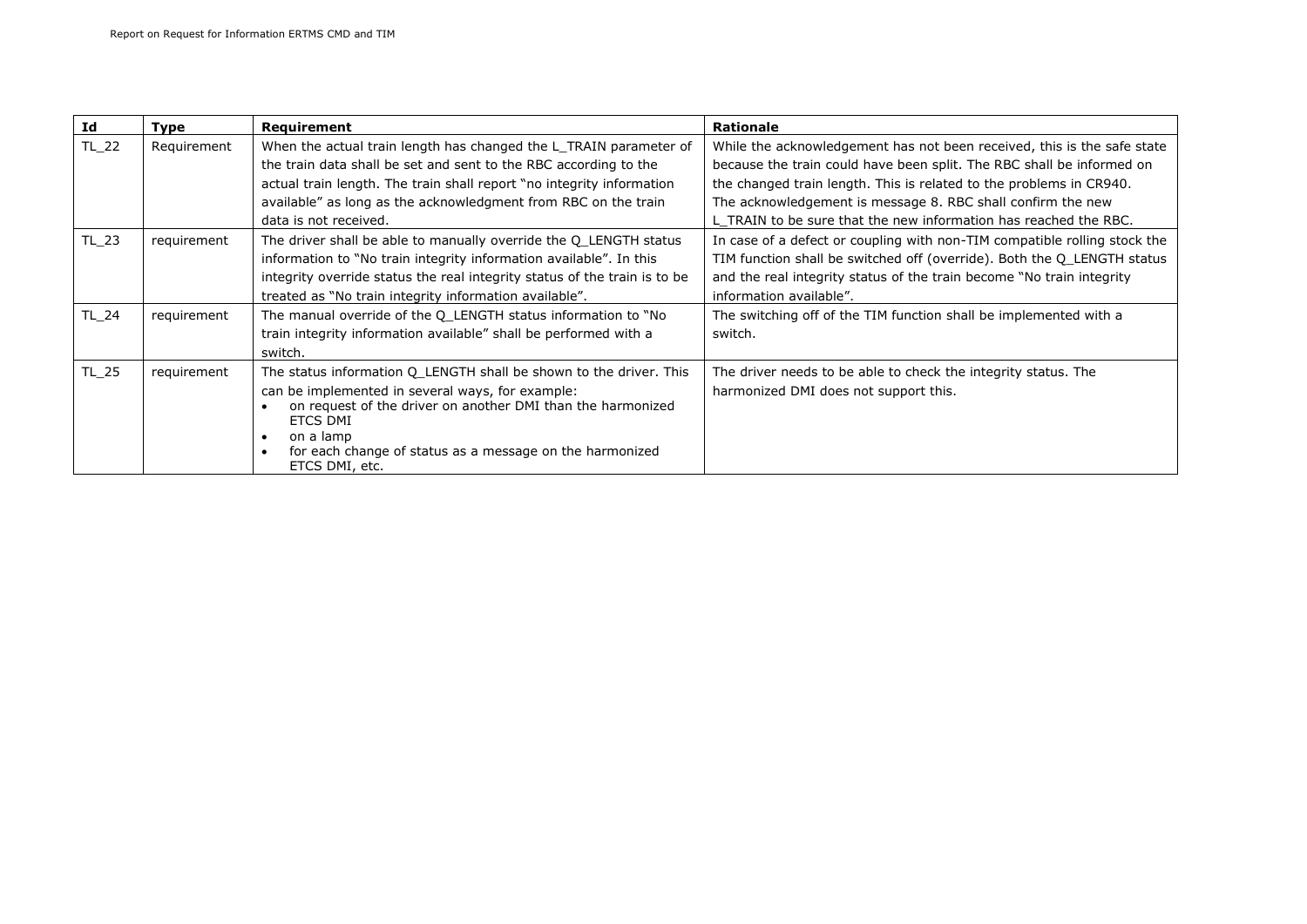| Id | Type | Requirement | Rationale |
|---|---|---|---|
| TL_22 | Requirement | When the actual train length has changed the L_TRAIN parameter of the train data shall be set and sent to the RBC according to the actual train length. The train shall report "no integrity information available" as long as the acknowledgment from RBC on the train data is not received. | While the acknowledgement has not been received, this is the safe state because the train could have been split. The RBC shall be informed on the changed train length. This is related to the problems in CR940. The acknowledgement is message 8. RBC shall confirm the new L_TRAIN to be sure that the new information has reached the RBC. |
| TL_23 | requirement | The driver shall be able to manually override the Q_LENGTH status information to "No train integrity information available". In this integrity override status the real integrity status of the train is to be treated as "No train integrity information available". | In case of a defect or coupling with non-TIM compatible rolling stock the TIM function shall be switched off (override). Both the Q_LENGTH status and the real integrity status of the train become "No train integrity information available". |
| TL_24 | requirement | The manual override of the Q_LENGTH status information to "No train integrity information available" shall be performed with a switch. | The switching off of the TIM function shall be implemented with a switch. |
| TL_25 | requirement | The status information Q_LENGTH shall be shown to the driver. This can be implemented in several ways, for example:<br>• on request of the driver on another DMI than the harmonized ETCS DMI<br>• on a lamp<br>• for each change of status as a message on the harmonized ETCS DMI, etc. | The driver needs to be able to check the integrity status. The harmonized DMI does not support this. |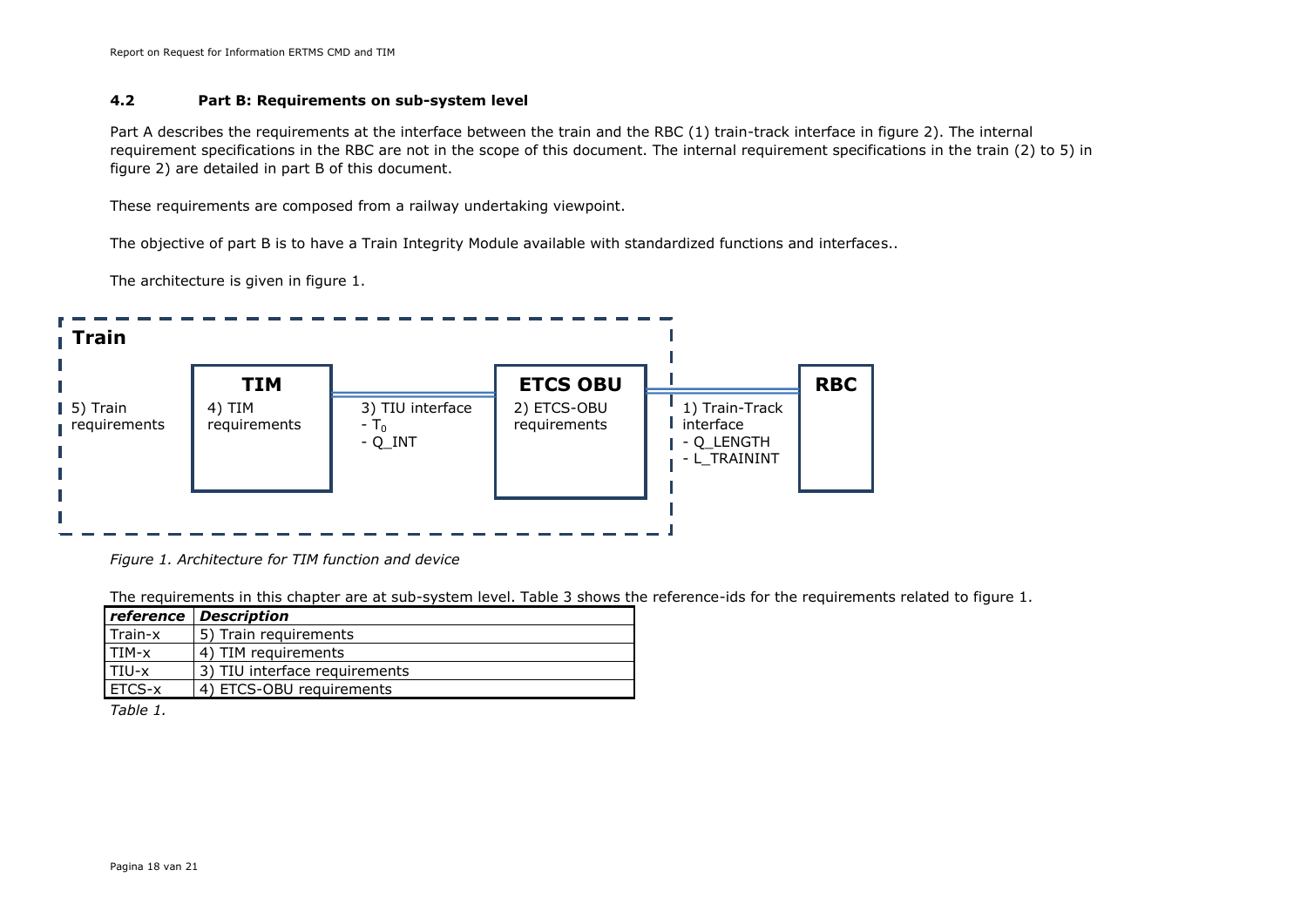### 4.2 Part B: Requirements on sub-system level

Part A describes the requirements at the interface between the train and the RBC (1) train-track interface in figure 2). The internal requirement specifications in the RBC are not in the scope of this document. The internal requirement specifications in the train (2) to 5) in figure 2) are detailed in part B of this document.

These requirements are composed from a railway undertaking viewpoint.

The objective of part B is to have a Train Integrity Module available with standardized functions and interfaces..

The architecture is given in figure 1.

**Train**

5) Train requirements

**TIM**

4) TIM requirements

3) TIU interface
- $T_0$
- Q_INT

**ETCS OBU**

2) ETCS-OBU requirements

1) Train-Track interface
- Q_LENGTH
- L_TRAININT

**RBC**

*Figure 1. Architecture for TIM function and device*

The requirements in this chapter are at sub-system level. Table 3 shows the reference-ids for the requirements related to figure 1.

| *reference* | *Description* |
|---|---|
| Train-x | 5) Train requirements |
| TIM-x | 4) TIM requirements |
| TIU-x | 3) TIU interface requirements |
| ETCS-x | 4) ETCS-OBU requirements |

*Table 1.*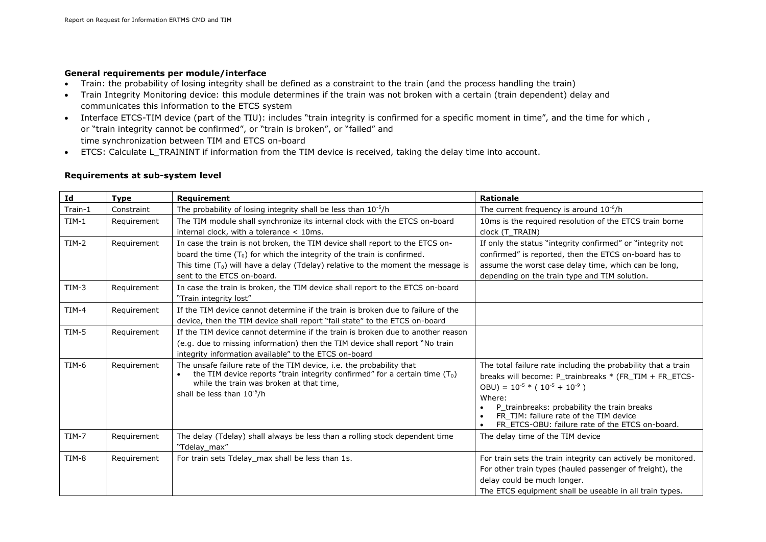**General requirements per module/interface**

- Train: the probability of losing integrity shall be defined as a constraint to the train (and the process handling the train)
- Train Integrity Monitoring device: this module determines if the train was not broken with a certain (train dependent) delay and communicates this information to the ETCS system
- Interface ETCS-TIM device (part of the TIU): includes "train integrity is confirmed for a specific moment in time", and the time for which , or "train integrity cannot be confirmed", or "train is broken", or "failed" and time synchronization between TIM and ETCS on-board
- ETCS: Calculate L_TRAININT if information from the TIM device is received, taking the delay time into account.

**Requirements at sub-system level**

| Id | Type | Requirement | Rationale |
|---|---|---|---|
| Train-1 | Constraint | The probability of losing integrity shall be less than $10^{-5}$/h | The current frequency is around $10^{-6}$/h |
| TIM-1 | Requirement | The TIM module shall synchronize its internal clock with the ETCS on-board internal clock, with a tolerance < 10ms. | 10ms is the required resolution of the ETCS train borne clock (T_TRAIN) |
| TIM-2 | Requirement | In case the train is not broken, the TIM device shall report to the ETCS on-board the time ($T_0$) for which the integrity of the train is confirmed. This time ($T_0$) will have a delay (Tdelay) relative to the moment the message is sent to the ETCS on-board. | If only the status "integrity confirmed" or "integrity not confirmed" is reported, then the ETCS on-board has to assume the worst case delay time, which can be long, depending on the train type and TIM solution. |
| TIM-3 | Requirement | In case the train is broken, the TIM device shall report to the ETCS on-board "Train integrity lost" | |
| TIM-4 | Requirement | If the TIM device cannot determine if the train is broken due to failure of the device, then the TIM device shall report "fail state" to the ETCS on-board | |
| TIM-5 | Requirement | If the TIM device cannot determine if the train is broken due to another reason (e.g. due to missing information) then the TIM device shall report "No train integrity information available" to the ETCS on-board | |
| TIM-6 | Requirement | The unsafe failure rate of the TIM device, i.e. the probability that<br>• the TIM device reports "train integrity confirmed" for a certain time ($T_0$) while the train was broken at that time,<br>shall be less than $10^{-5}$/h | The total failure rate including the probability that a train breaks will become: P_trainbreaks * (FR_TIM + FR_ETCS-OBU) = $10^{-5}$ * ( $10^{-5}$ + $10^{-9}$ )<br>Where:<br>• P_trainbreaks: probability the train breaks<br>• FR_TIM: failure rate of the TIM device<br>• FR_ETCS-OBU: failure rate of the ETCS on-board. |
| TIM-7 | Requirement | The delay (Tdelay) shall always be less than a rolling stock dependent time "Tdelay_max" | The delay time of the TIM device |
| TIM-8 | Requirement | For train sets Tdelay_max shall be less than 1s. | For train sets the train integrity can actively be monitored. For other train types (hauled passenger of freight), the delay could be much longer.<br>The ETCS equipment shall be useable in all train types. |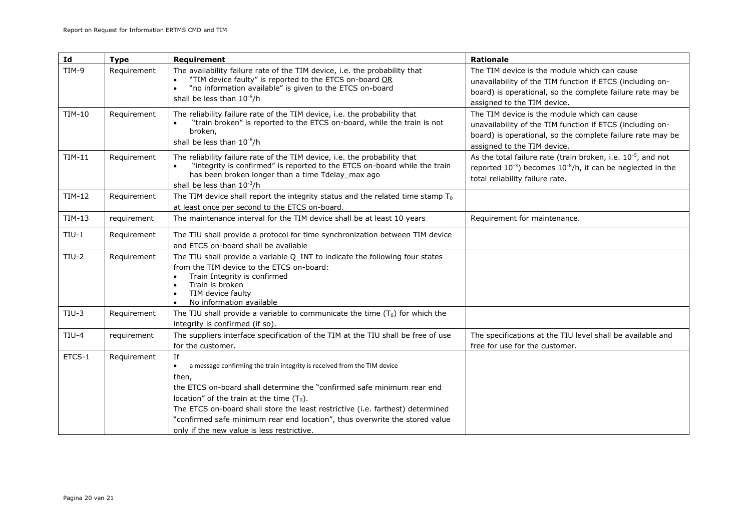| Id | Type | Requirement | Rationale |
|---|---|---|---|
| TIM-9 | Requirement | The availability failure rate of the TIM device, i.e. the probability that<br>• "TIM device faulty" is reported to the ETCS on-board OR<br>• "no information available" is given to the ETCS on-board<br>shall be less than $10^{-6}$/h | The TIM device is the module which can cause unavailability of the TIM function if ETCS (including on-board) is operational, so the complete failure rate may be assigned to the TIM device. |
| TIM-10 | Requirement | The reliability failure rate of the TIM device, i.e. the probability that<br>• "train broken" is reported to the ETCS on-board, while the train is not broken,<br>shall be less than $10^{-6}$/h | The TIM device is the module which can cause unavailability of the TIM function if ETCS (including on-board) is operational, so the complete failure rate may be assigned to the TIM device. |
| TIM-11 | Requirement | The reliability failure rate of the TIM device, i.e. the probability that<br>• "integrity is confirmed" is reported to the ETCS on-board while the train has been broken longer than a time Tdelay_max ago<br>shall be less than $10^{-3}$/h | As the total failure rate (train broken, i.e. $10^{-5}$, and not reported $10^{-3}$) becomes $10^{-8}$/h, it can be neglected in the total reliability failure rate. |
| TIM-12 | Requirement | The TIM device shall report the integrity status and the related time stamp $T_0$ at least once per second to the ETCS on-board. | |
| TIM-13 | requirement | The maintenance interval for the TIM device shall be at least 10 years | Requirement for maintenance. |
| TIU-1 | Requirement | The TIU shall provide a protocol for time synchronization between TIM device and ETCS on-board shall be available | |
| TIU-2 | Requirement | The TIU shall provide a variable Q_INT to indicate the following four states from the TIM device to the ETCS on-board:<br>• Train Integrity is confirmed<br>• Train is broken<br>• TIM device faulty<br>• No information available | |
| TIU-3 | Requirement | The TIU shall provide a variable to communicate the time ($T_0$) for which the integrity is confirmed (if so). | |
| TIU-4 | requirement | The suppliers interface specification of the TIM at the TIU shall be free of use for the customer. | The specifications at the TIU level shall be available and free for use for the customer. |
| ETCS-1 | Requirement | If<br>• a message confirming the train integrity is received from the TIM device<br>then,<br>the ETCS on-board shall determine the "confirmed safe minimum rear end location" of the train at the time ($T_0$).<br>The ETCS on-board shall store the least restrictive (i.e. farthest) determined "confirmed safe minimum rear end location", thus overwrite the stored value only if the new value is less restrictive. | |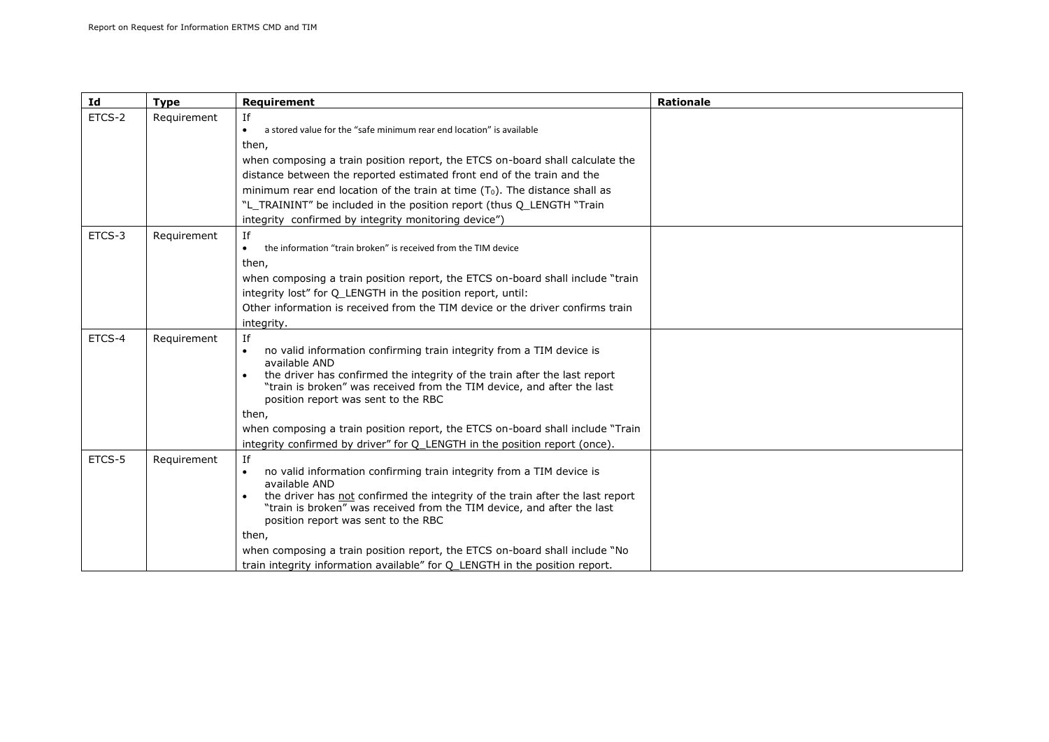| Id | Type | Requirement | Rationale |
|---|---|---|---|
| ETCS-2 | Requirement | If<br>• a stored value for the "safe minimum rear end location" is available<br>then,<br>when composing a train position report, the ETCS on-board shall calculate the distance between the reported estimated front end of the train and the minimum rear end location of the train at time ($T_0$). The distance shall as "L_TRAININT" be included in the position report (thus Q_LENGTH "Train integrity confirmed by integrity monitoring device") | |
| ETCS-3 | Requirement | If<br>• the information "train broken" is received from the TIM device<br>then,<br>when composing a train position report, the ETCS on-board shall include "train integrity lost" for Q_LENGTH in the position report, until:<br>Other information is received from the TIM device or the driver confirms train integrity. | |
| ETCS-4 | Requirement | If<br>• no valid information confirming train integrity from a TIM device is available AND<br>• the driver has confirmed the integrity of the train after the last report "train is broken" was received from the TIM device, and after the last position report was sent to the RBC<br>then,<br>when composing a train position report, the ETCS on-board shall include "Train integrity confirmed by driver" for Q_LENGTH in the position report (once). | |
| ETCS-5 | Requirement | If<br>• no valid information confirming train integrity from a TIM device is available AND<br>• the driver has <u>not</u> confirmed the integrity of the train after the last report "train is broken" was received from the TIM device, and after the last position report was sent to the RBC<br>then,<br>when composing a train position report, the ETCS on-board shall include "No train integrity information available" for Q_LENGTH in the position report. | |